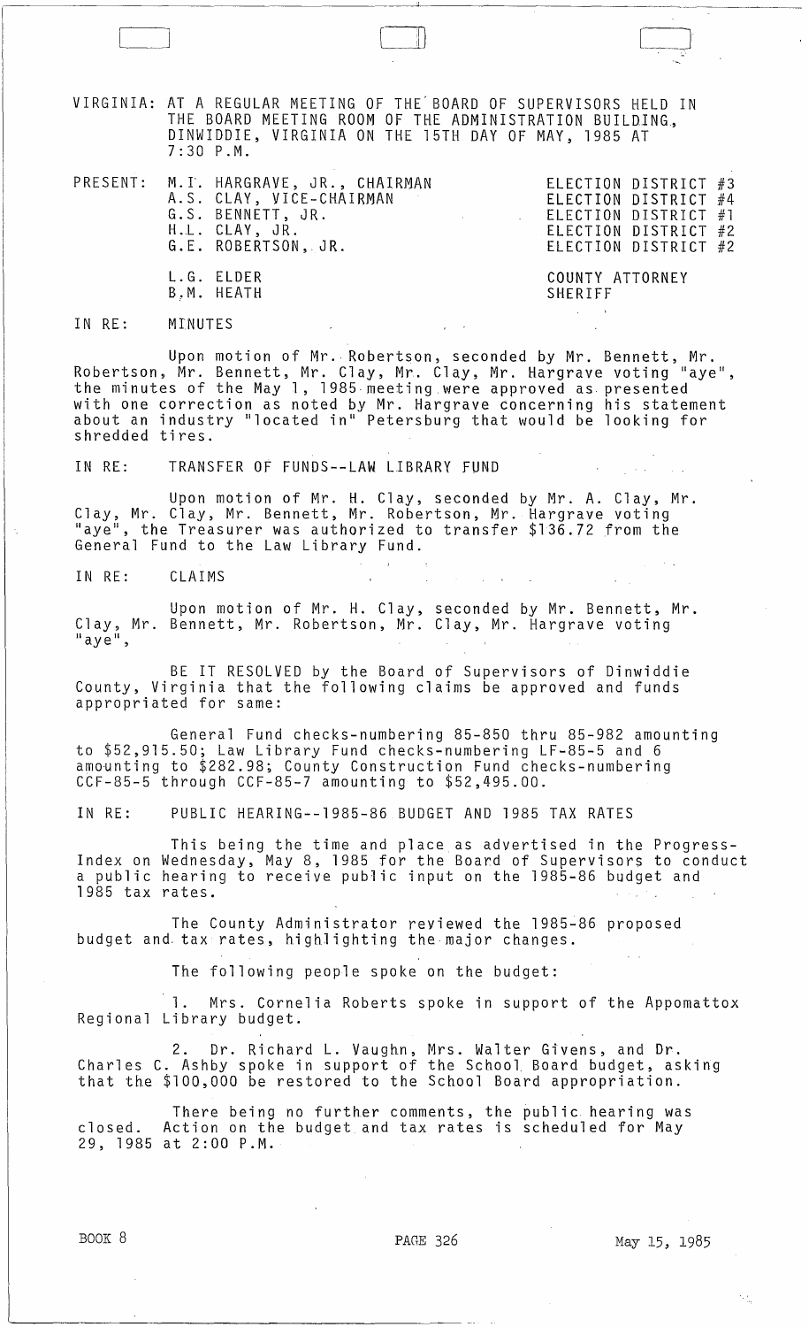VIRGINIA: AT A REGULAR MEETING OF THE BOARD OF SUPERVISORS HELD IN THE BOARD MEETING ROOM OF THE ADMINISTRATION BUILDING, DINWIDDIE, VIRGINIA ON THE 15TH DAY OF MAY, 1985 AT 7:30 P.M.

| PRESENT: | | |
|---|---|---|
| | M.I. HARGRAVE, JR., CHAIRMAN | ELECTION DISTRICT #3 |
| | A.S. CLAY, VICE-CHAIRMAN | ELECTION DISTRICT #4 |
| | G.S. BENNETT, JR. | ELECTION DISTRICT #1 |
| | H.L. CLAY, JR. | ELECTION DISTRICT #2 |
| | G.E. ROBERTSON, JR. | ELECTION DISTRICT #2 |
| | L.G. ELDER | COUNTY ATTORNEY |
| | B.M. HEATH | SHERIFF |

IN RE: MINUTES

Upon motion of Mr. Robertson, seconded by Mr. Bennett, Mr. Robertson, Mr. Bennett, Mr. Clay, Mr. Clay, Mr. Hargrave voting "aye", the minutes of the May 1, 1985 meeting were approved as presented with one correction as noted by Mr. Hargrave concerning his statement about an industry "located in" Petersburg that would be looking for shredded tires.

IN RE: TRANSFER OF FUNDS--LAW LIBRARY FUND

Upon motion of Mr. H. Clay, seconded by Mr. A. Clay, Mr. Clay, Mr. Clay, Mr. Bennett, Mr. Robertson, Mr. Hargrave voting "aye", the Treasurer was authorized to transfer $136.72 from the General Fund to the Law Library Fund.

IN RE: CLAIMS

Upon motion of Mr. H. Clay, seconded by Mr. Bennett, Mr. Clay, Mr. Bennett, Mr. Robertson, Mr. Clay, Mr. Hargrave voting "aye",

BE IT RESOLVED by the Board of Supervisors of Dinwiddie County, Virginia that the following claims be approved and funds appropriated for same:

General Fund checks-numbering 85-850 thru 85-982 amounting to $52,915.50; Law Library Fund checks-numbering LF-85-5 and 6 amounting to $282.98; County Construction Fund checks-numbering CCF-85-5 through CCF-85-7 amounting to $52,495.00.

IN RE: PUBLIC HEARING--1985-86 BUDGET AND 1985 TAX RATES

This being the time and place as advertised in the Progress-Index on Wednesday, May 8, 1985 for the Board of Supervisors to conduct a public hearing to receive public input on the 1985-86 budget and 1985 tax rates.

The County Administrator reviewed the 1985-86 proposed budget and tax rates, highlighting the major changes.

The following people spoke on the budget:

1. Mrs. Cornelia Roberts spoke in support of the Appomattox Regional Library budget.

2. Dr. Richard L. Vaughn, Mrs. Walter Givens, and Dr. Charles C. Ashby spoke in support of the School Board budget, asking that the $100,000 be restored to the School Board appropriation.

There being no further comments, the public hearing was closed. Action on the budget and tax rates is scheduled for May 29, 1985 at 2:00 P.M.

BOOK 8 PAGE 326 May 15, 1985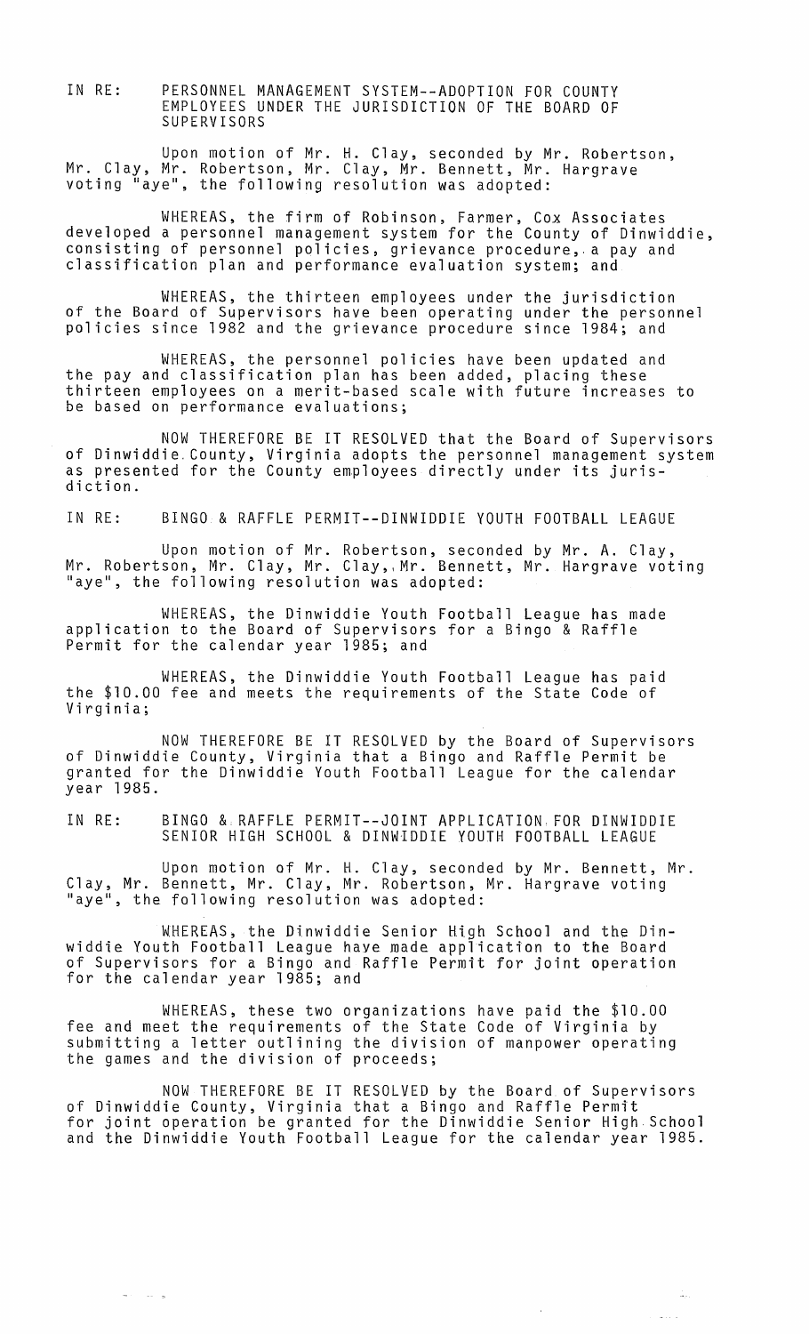IN RE: PERSONNEL MANAGEMENT SYSTEM--ADOPTION FOR COUNTY EMPLOYEES UNDER THE JURISDICTION OF THE BOARD OF SUPERVISORS

Upon motion of Mr. H. Clay, seconded by Mr. Robertson, Mr. Clay, Mr. Robertson, Mr. Clay, Mr. Bennett, Mr. Hargrave voting "aye", the following resolution was adopted:

WHEREAS, the firm of Robinson, Farmer, Cox Associates developed a personnel management system for the County of Dinwiddie, consisting of personnel policies, grievance procedure, a pay and classification plan and performance evaluation system; and

WHEREAS, the thirteen employees under the jurisdiction of the Board of Supervisors have been operating under the personnel policies since 1982 and the grievance procedure since 1984; and

WHEREAS, the personnel policies have been updated and the pay and classification plan has been added, placing these thirteen employees on a merit-based scale with future increases to be based on performance evaluations;

NOW THEREFORE BE IT RESOLVED that the Board of Supervisors of Dinwiddie County, Virginia adopts the personnel management system as presented for the County employees directly under its jurisdiction.

IN RE: BINGO & RAFFLE PERMIT--DINWIDDIE YOUTH FOOTBALL LEAGUE

Upon motion of Mr. Robertson, seconded by Mr. A. Clay, Mr. Robertson, Mr. Clay, Mr. Clay, Mr. Bennett, Mr. Hargrave voting "aye", the following resolution was adopted:

WHEREAS, the Dinwiddie Youth Football League has made application to the Board of Supervisors for a Bingo & Raffle Permit for the calendar year 1985; and

WHEREAS, the Dinwiddie Youth Football League has paid the $10.00 fee and meets the requirements of the State Code of Virginia;

NOW THEREFORE BE IT RESOLVED by the Board of Supervisors of Dinwiddie County, Virginia that a Bingo and Raffle Permit be granted for the Dinwiddie Youth Football League for the calendar year 1985.

IN RE: BINGO & RAFFLE PERMIT--JOINT APPLICATION FOR DINWIDDIE SENIOR HIGH SCHOOL & DINWIDDIE YOUTH FOOTBALL LEAGUE

Upon motion of Mr. H. Clay, seconded by Mr. Bennett, Mr. Clay, Mr. Bennett, Mr. Clay, Mr. Robertson, Mr. Hargrave voting "aye", the following resolution was adopted:

WHEREAS, the Dinwiddie Senior High School and the Dinwiddie Youth Football League have made application to the Board of Supervisors for a Bingo and Raffle Permit for joint operation for the calendar year 1985; and

WHEREAS, these two organizations have paid the $10.00 fee and meet the requirements of the State Code of Virginia by submitting a letter outlining the division of manpower operating the games and the division of proceeds;

NOW THEREFORE BE IT RESOLVED by the Board of Supervisors of Dinwiddie County, Virginia that a Bingo and Raffle Permit for joint operation be granted for the Dinwiddie Senior High School and the Dinwiddie Youth Football League for the calendar year 1985.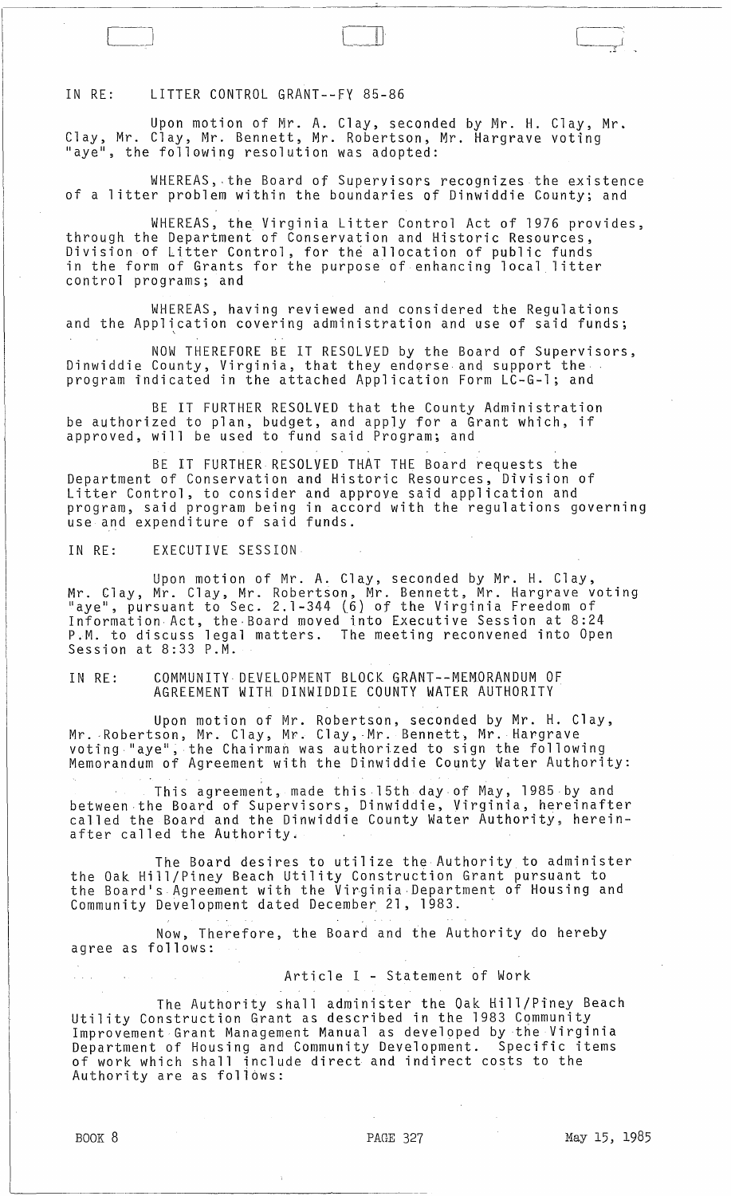IN RE: LITTER CONTROL GRANT--FY 85-86

Upon motion of Mr. A. Clay, seconded by Mr. H. Clay, Mr. Clay, Mr. Clay, Mr. Bennett, Mr. Robertson, Mr. Hargrave voting "aye", the following resolution was adopted:

WHEREAS, the Board of Supervisors recognizes the existence of a litter problem within the boundaries of Dinwiddie County; and

WHEREAS, the Virginia Litter Control Act of 1976 provides, through the Department of Conservation and Historic Resources, Division of Litter Control, for the allocation of public funds in the form of Grants for the purpose of enhancing local litter control programs; and

WHEREAS, having reviewed and considered the Regulations and the Application covering administration and use of said funds;

NOW THEREFORE BE IT RESOLVED by the Board of Supervisors, Dinwiddie County, Virginia, that they endorse and support the program indicated in the attached Application Form LC-G-1; and

BE IT FURTHER RESOLVED that the County Administration be authorized to plan, budget, and apply for a Grant which, if approved, will be used to fund said Program; and

BE IT FURTHER RESOLVED THAT THE Board requests the Department of Conservation and Historic Resources, Division of Litter Control, to consider and approve said application and program, said program being in accord with the regulations governing use and expenditure of said funds.

IN RE: EXECUTIVE SESSION

Upon motion of Mr. A. Clay, seconded by Mr. H. Clay, Mr. Clay, Mr. Clay, Mr. Robertson, Mr. Bennett, Mr. Hargrave voting "aye", pursuant to Sec. 2.1-344 (6) of the Virginia Freedom of Information Act, the Board moved into Executive Session at 8:24 P.M. to discuss legal matters. The meeting reconvened into Open Session at 8:33 P.M.

IN RE: COMMUNITY DEVELOPMENT BLOCK GRANT--MEMORANDUM OF AGREEMENT WITH DINWIDDIE COUNTY WATER AUTHORITY

Upon motion of Mr. Robertson, seconded by Mr. H. Clay, Mr. Robertson, Mr. Clay, Mr. Clay, Mr. Bennett, Mr. Hargrave voting "aye", the Chairman was authorized to sign the following Memorandum of Agreement with the Dinwiddie County Water Authority:

This agreement, made this 15th day of May, 1985 by and between the Board of Supervisors, Dinwiddie, Virginia, hereinafter called the Board and the Dinwiddie County Water Authority, hereinafter called the Authority.

The Board desires to utilize the Authority to administer the Oak Hill/Piney Beach Utility Construction Grant pursuant to the Board's Agreement with the Virginia Department of Housing and Community Development dated December 21, 1983.

Now, Therefore, the Board and the Authority do hereby agree as follows:

Article I - Statement of Work

The Authority shall administer the Oak Hill/Piney Beach Utility Construction Grant as described in the 1983 Community Improvement Grant Management Manual as developed by the Virginia Department of Housing and Community Development. Specific items of work which shall include direct and indirect costs to the Authority are as follows:

BOOK 8 PAGE 327 May 15, 1985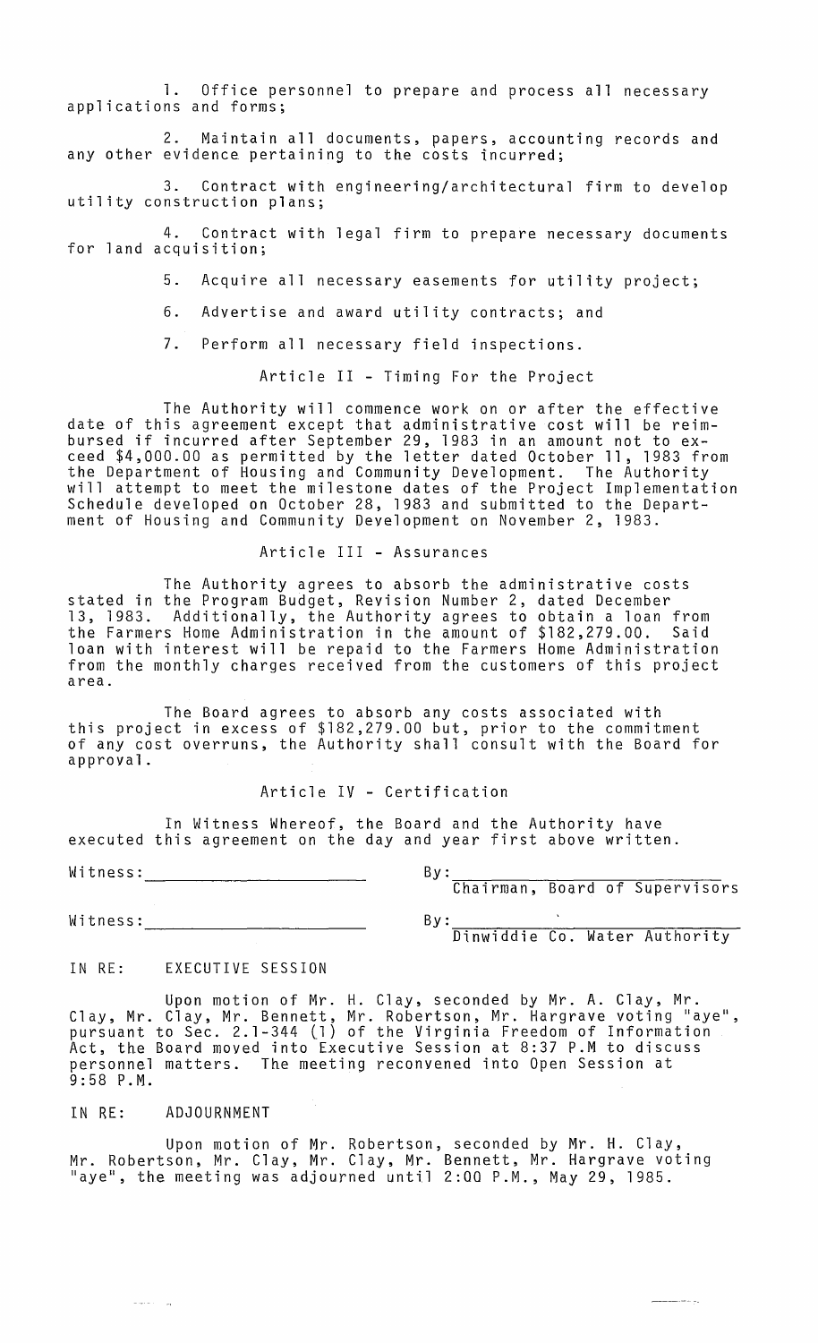1. Office personnel to prepare and process all necessary applications and forms;

2. Maintain all documents, papers, accounting records and any other evidence pertaining to the costs incurred;

3. Contract with engineering/architectural firm to develop utility construction plans;

4. Contract with legal firm to prepare necessary documents for land acquisition;

5. Acquire all necessary easements for utility project;

6. Advertise and award utility contracts; and

7. Perform all necessary field inspections.

Article II - Timing For the Project

The Authority will commence work on or after the effective date of this agreement except that administrative cost will be reimbursed if incurred after September 29, 1983 in an amount not to exceed $4,000.00 as permitted by the letter dated October 11, 1983 from the Department of Housing and Community Development. The Authority will attempt to meet the milestone dates of the Project Implementation Schedule developed on October 28, 1983 and submitted to the Department of Housing and Community Development on November 2, 1983.

Article III - Assurances

The Authority agrees to absorb the administrative costs stated in the Program Budget, Revision Number 2, dated December 13, 1983. Additionally, the Authority agrees to obtain a loan from the Farmers Home Administration in the amount of $182,279.00. Said loan with interest will be repaid to the Farmers Home Administration from the monthly charges received from the customers of this project area.

The Board agrees to absorb any costs associated with this project in excess of $182,279.00 but, prior to the commitment of any cost overruns, the Authority shall consult with the Board for approval.

Article IV - Certification

In Witness Whereof, the Board and the Authority have executed this agreement on the day and year first above written.

Witness:________________________ By:______________________________
Chairman, Board of Supervisors

Witness:________________________ By:______________________________
Dinwiddie Co. Water Authority

IN RE: EXECUTIVE SESSION

Upon motion of Mr. H. Clay, seconded by Mr. A. Clay, Mr. Clay, Mr. Clay, Mr. Bennett, Mr. Robertson, Mr. Hargrave voting "aye", pursuant to Sec. 2.1-344 (1) of the Virginia Freedom of Information Act, the Board moved into Executive Session at 8:37 P.M to discuss personnel matters. The meeting reconvened into Open Session at 9:58 P.M.

IN RE: ADJOURNMENT

Upon motion of Mr. Robertson, seconded by Mr. H. Clay, Mr. Robertson, Mr. Clay, Mr. Clay, Mr. Bennett, Mr. Hargrave voting "aye", the meeting was adjourned until 2:00 P.M., May 29, 1985.